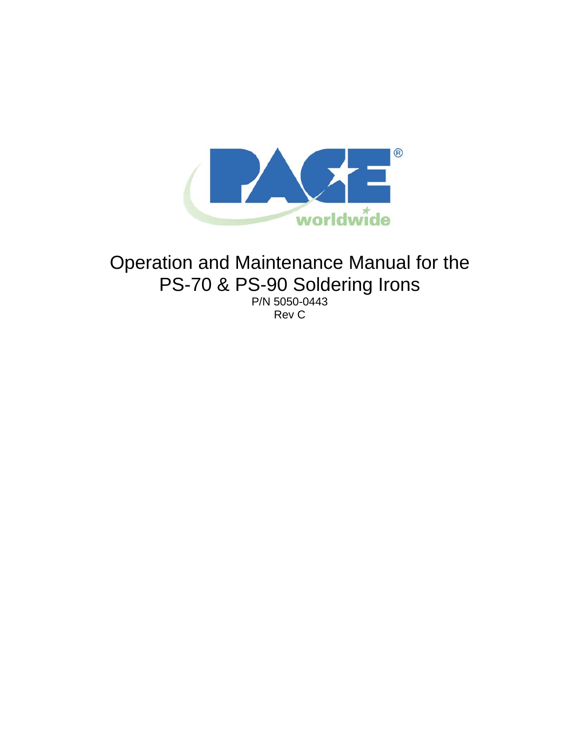# Operation and Maintenance Manual for the PS-70 & PS-90 Soldering Irons

P/N 5050-0443

Rev C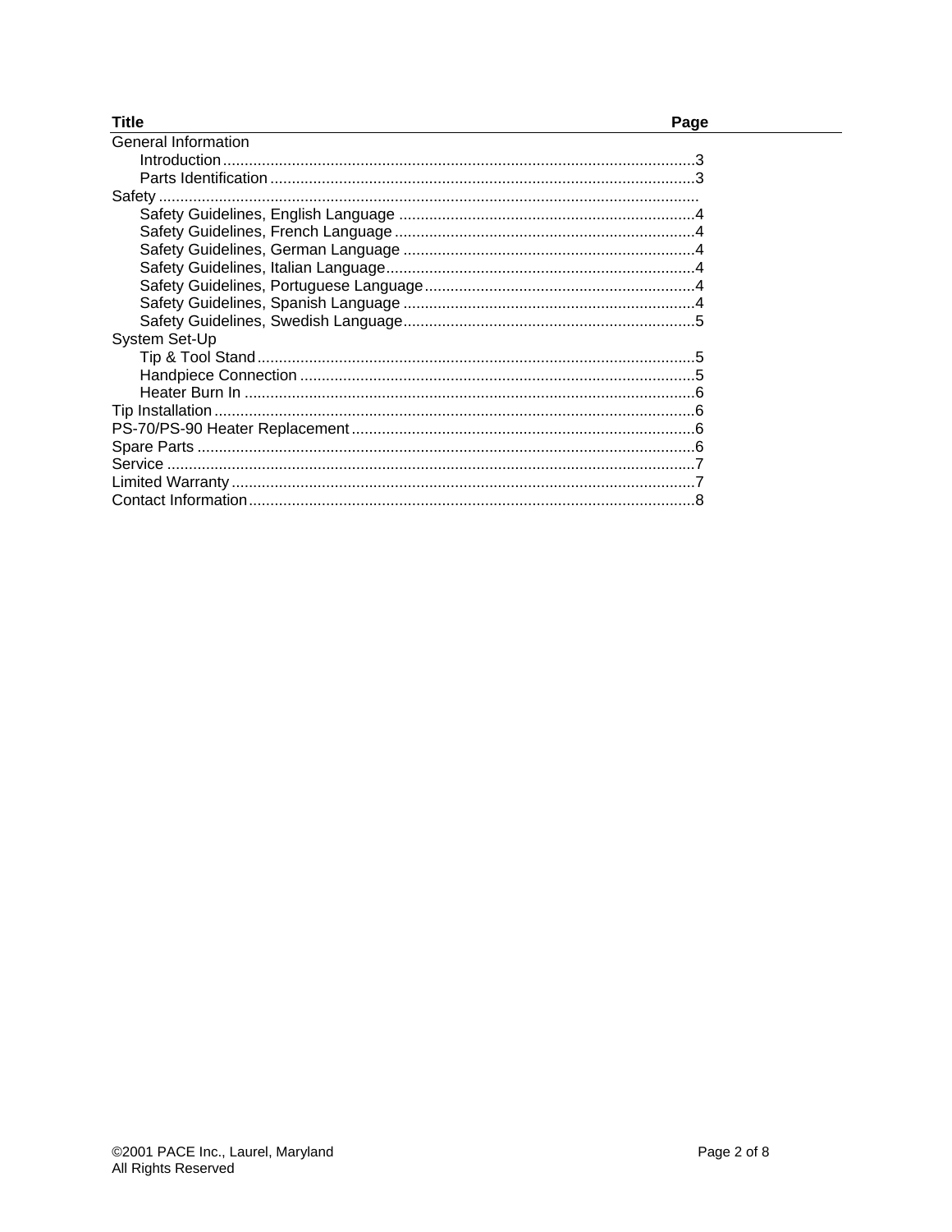| Title | Page |
|---|---|
| General Information | |
| Introduction | 3 |
| Parts Identification | 3 |
| Safety | |
| Safety Guidelines, English Language | 4 |
| Safety Guidelines, French Language | 4 |
| Safety Guidelines, German Language | 4 |
| Safety Guidelines, Italian Language | 4 |
| Safety Guidelines, Portuguese Language | 4 |
| Safety Guidelines, Spanish Language | 4 |
| Safety Guidelines, Swedish Language | 5 |
| System Set-Up | |
| Tip & Tool Stand | 5 |
| Handpiece Connection | 5 |
| Heater Burn In | 6 |
| Tip Installation | 6 |
| PS-70/PS-90 Heater Replacement | 6 |
| Spare Parts | 6 |
| Service | 7 |
| Limited Warranty | 7 |
| Contact Information | 8 |

©2001 PACE Inc., Laurel, Maryland
All Rights Reserved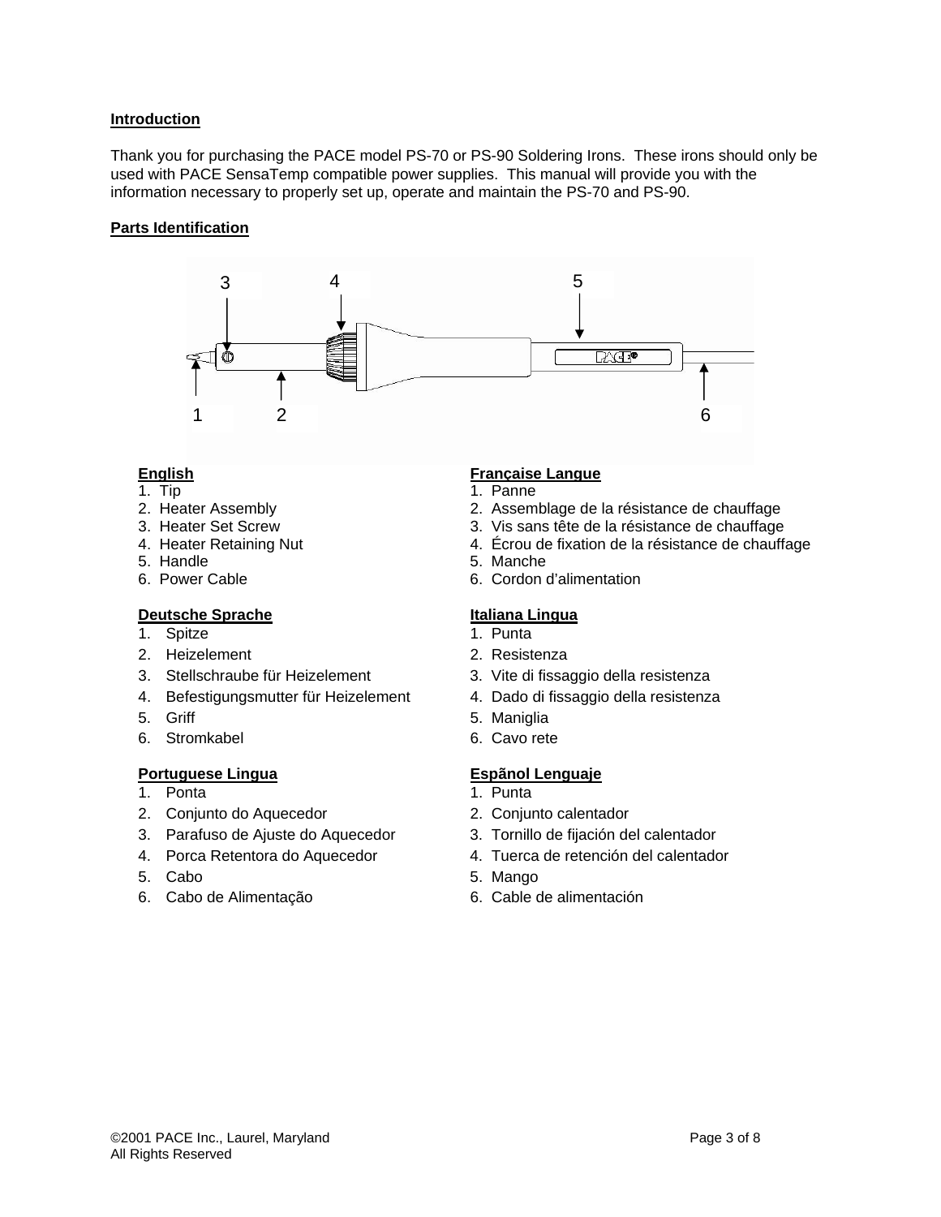**Introduction**

Thank you for purchasing the PACE model PS-70 or PS-90 Soldering Irons. These irons should only be used with PACE SensaTemp compatible power supplies. This manual will provide you with the information necessary to properly set up, operate and maintain the PS-70 and PS-90.

**Parts Identification**

**English**
1. Tip
2. Heater Assembly
3. Heater Set Screw
4. Heater Retaining Nut
5. Handle
6. Power Cable

**Française Langue**
1. Panne
2. Assemblage de la résistance de chauffage
3. Vis sans tête de la résistance de chauffage
4. Écrou de fixation de la résistance de chauffage
5. Manche
6. Cordon d'alimentation

**Deutsche Sprache**
1. Spitze
2. Heizelement
3. Stellschraube für Heizelement
4. Befestigungsmutter für Heizelement
5. Griff
6. Stromkabel

**Italiana Lingua**
1. Punta
2. Resistenza
3. Vite di fissaggio della resistenza
4. Dado di fissaggio della resistenza
5. Maniglia
6. Cavo rete

**Portuguese Lingua**
1. Ponta
2. Conjunto do Aquecedor
3. Parafuso de Ajuste do Aquecedor
4. Porca Retentora do Aquecedor
5. Cabo
6. Cabo de Alimentação

**Espãnol Lenguaje**
1. Punta
2. Conjunto calentador
3. Tornillo de fijación del calentador
4. Tuerca de retención del calentador
5. Mango
6. Cable de alimentación

©2001 PACE Inc., Laurel, Maryland
All Rights Reserved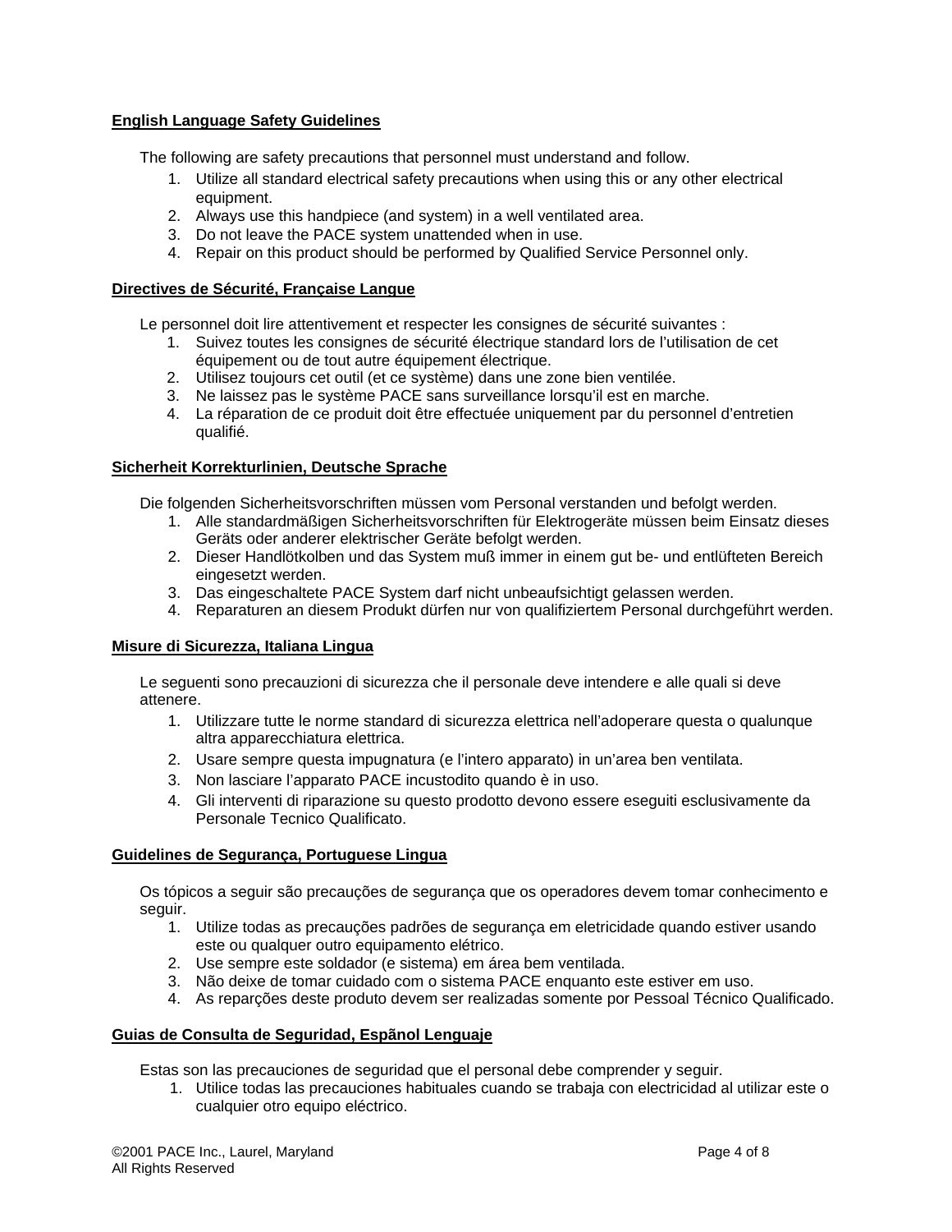**English Language Safety Guidelines**

The following are safety precautions that personnel must understand and follow.

1. Utilize all standard electrical safety precautions when using this or any other electrical equipment.
2. Always use this handpiece (and system) in a well ventilated area.
3. Do not leave the PACE system unattended when in use.
4. Repair on this product should be performed by Qualified Service Personnel only.

**Directives de Sécurité, Française Langue**

Le personnel doit lire attentivement et respecter les consignes de sécurité suivantes :

1. Suivez toutes les consignes de sécurité électrique standard lors de l'utilisation de cet équipement ou de tout autre équipement électrique.
2. Utilisez toujours cet outil (et ce système) dans une zone bien ventilée.
3. Ne laissez pas le système PACE sans surveillance lorsqu'il est en marche.
4. La réparation de ce produit doit être effectuée uniquement par du personnel d'entretien qualifié.

**Sicherheit Korrekturlinien, Deutsche Sprache**

Die folgenden Sicherheitsvorschriften müssen vom Personal verstanden und befolgt werden.

1. Alle standardmäßigen Sicherheitsvorschriften für Elektrogeräte müssen beim Einsatz dieses Geräts oder anderer elektrischer Geräte befolgt werden.
2. Dieser Handlötkolben und das System muß immer in einem gut be- und entlüfteten Bereich eingesetzt werden.
3. Das eingeschaltete PACE System darf nicht unbeaufsichtigt gelassen werden.
4. Reparaturen an diesem Produkt dürfen nur von qualifiziertem Personal durchgeführt werden.

**Misure di Sicurezza, Italiana Lingua**

Le seguenti sono precauzioni di sicurezza che il personale deve intendere e alle quali si deve attenere.

1. Utilizzare tutte le norme standard di sicurezza elettrica nell'adoperare questa o qualunque altra apparecchiatura elettrica.
2. Usare sempre questa impugnatura (e l'intero apparato) in un'area ben ventilata.
3. Non lasciare l'apparato PACE incustodito quando è in uso.
4. Gli interventi di riparazione su questo prodotto devono essere eseguiti esclusivamente da Personale Tecnico Qualificato.

**Guidelines de Segurança, Portuguese Lingua**

Os tópicos a seguir são precauções de segurança que os operadores devem tomar conhecimento e seguir.

1. Utilize todas as precauções padrões de segurança em eletricidade quando estiver usando este ou qualquer outro equipamento elétrico.
2. Use sempre este soldador (e sistema) em área bem ventilada.
3. Não deixe de tomar cuidado com o sistema PACE enquanto este estiver em uso.
4. As reparções deste produto devem ser realizadas somente por Pessoal Técnico Qualificado.

**Guias de Consulta de Seguridad, Espãnol Lenguaje**

Estas son las precauciones de seguridad que el personal debe comprender y seguir.

1. Utilice todas las precauciones habituales cuando se trabaja con electricidad al utilizar este o cualquier otro equipo eléctrico.

©2001 PACE Inc., Laurel, Maryland
All Rights Reserved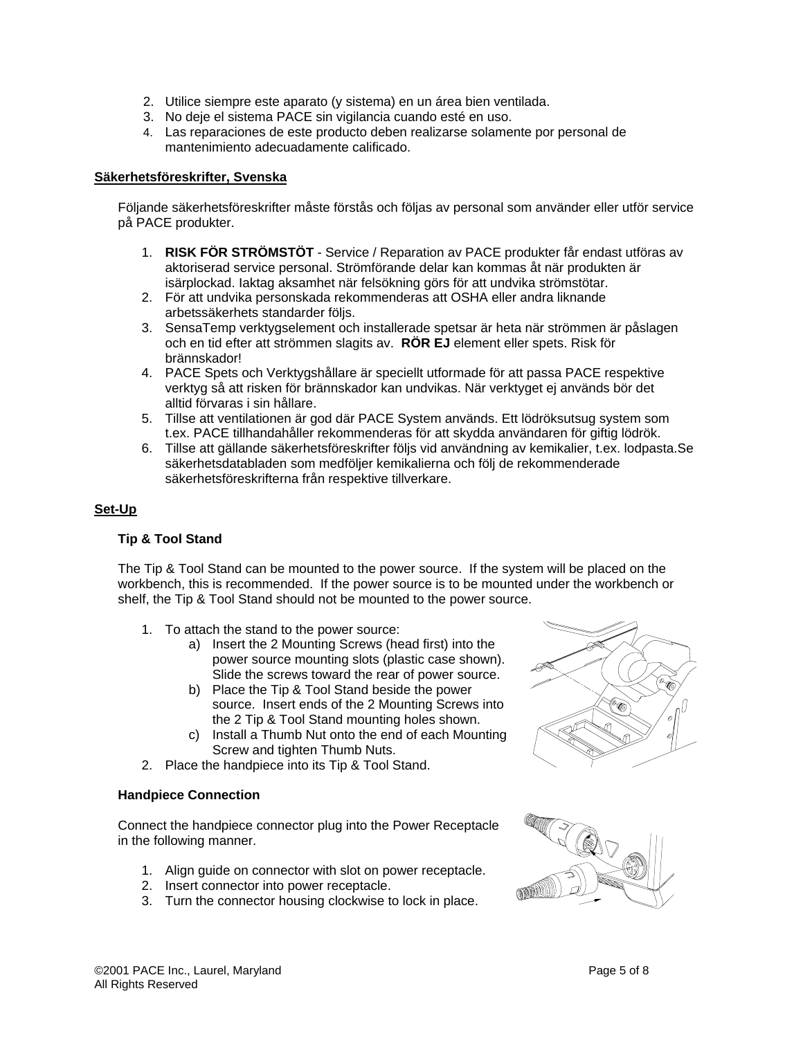2. Utilice siempre este aparato (y sistema) en un área bien ventilada.
3. No deje el sistema PACE sin vigilancia cuando esté en uso.
4. Las reparaciones de este producto deben realizarse solamente por personal de mantenimiento adecuadamente calificado.

## Säkerhetsföreskrifter, Svenska

Följande säkerhetsföreskrifter måste förstås och följas av personal som använder eller utför service på PACE produkter.

1. **RISK FÖR STRÖMSTÖT** - Service / Reparation av PACE produkter får endast utföras av aktoriserad service personal. Strömförande delar kan kommas åt när produkten är isärplockad. Iaktag aksamhet när felsökning görs för att undvika strömstötar.
2. För att undvika personskada rekommenderas att OSHA eller andra liknande arbetssäkerhets standarder följs.
3. SensaTemp verktygselement och installerade spetsar är heta när strömmen är påslagen och en tid efter att strömmen slagits av. **RÖR EJ** element eller spets. Risk för brännskador!
4. PACE Spets och Verktygshållare är speciellt utformade för att passa PACE respektive verktyg så att risken för brännskador kan undvikas. När verktyget ej används bör det alltid förvaras i sin hållare.
5. Tillse att ventilationen är god där PACE System används. Ett lödröksutsug system som t.ex. PACE tillhandahåller rekommenderas för att skydda användaren för giftig lödrök.
6. Tillse att gällande säkerhetsföreskrifter följs vid användning av kemikalier, t.ex. lodpasta.Se säkerhetsdatabladen som medföljer kemikalierna och följ de rekommenderade säkerhetsföreskrifterna från respektive tillverkare.

## Set-Up

### Tip & Tool Stand

The Tip & Tool Stand can be mounted to the power source. If the system will be placed on the workbench, this is recommended. If the power source is to be mounted under the workbench or shelf, the Tip & Tool Stand should not be mounted to the power source.

1. To attach the stand to the power source:
   a) Insert the 2 Mounting Screws (head first) into the power source mounting slots (plastic case shown). Slide the screws toward the rear of power source.
   b) Place the Tip & Tool Stand beside the power source. Insert ends of the 2 Mounting Screws into the 2 Tip & Tool Stand mounting holes shown.
   c) Install a Thumb Nut onto the end of each Mounting Screw and tighten Thumb Nuts.
2. Place the handpiece into its Tip & Tool Stand.

### Handpiece Connection

Connect the handpiece connector plug into the Power Receptacle in the following manner.

1. Align guide on connector with slot on power receptacle.
2. Insert connector into power receptacle.
3. Turn the connector housing clockwise to lock in place.

©2001 PACE Inc., Laurel, Maryland
All Rights Reserved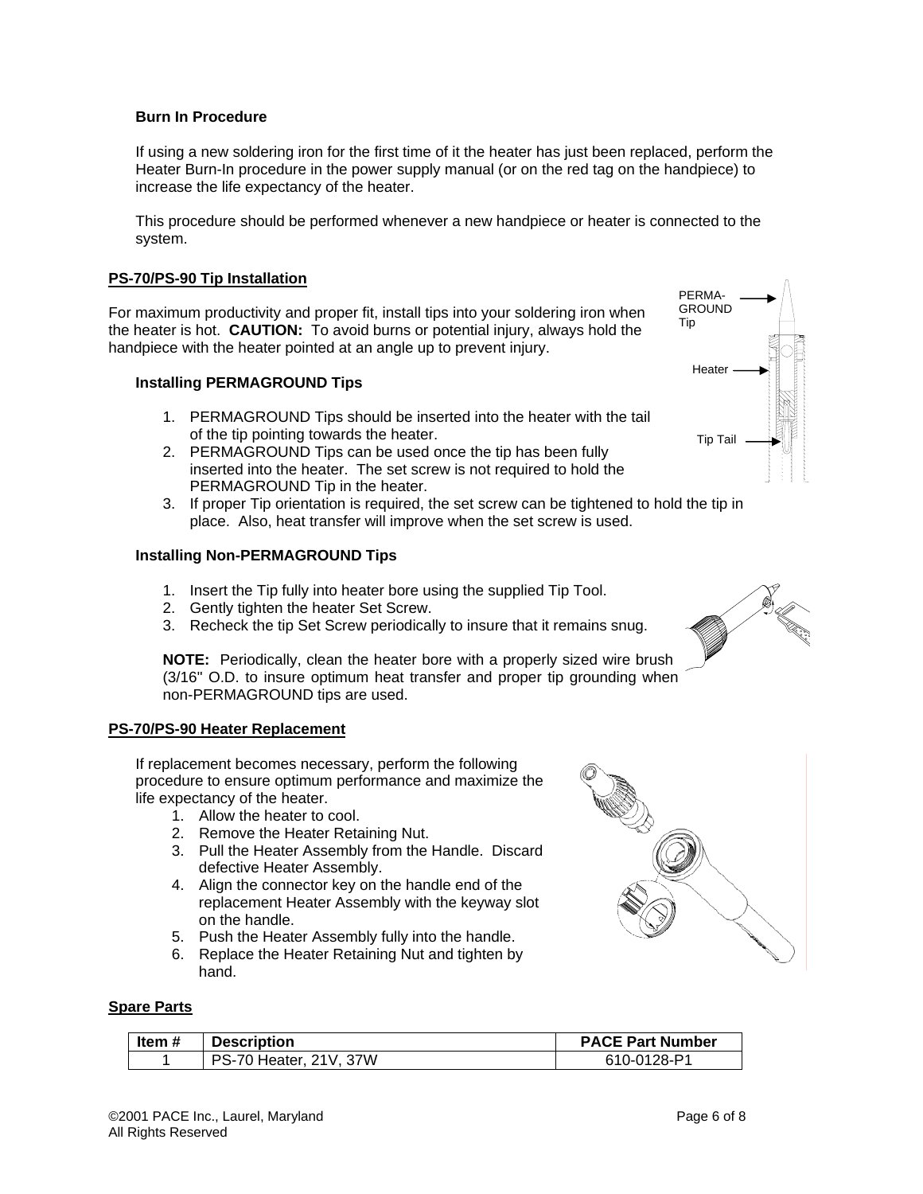### Burn In Procedure

If using a new soldering iron for the first time of it the heater has just been replaced, perform the Heater Burn-In procedure in the power supply manual (or on the red tag on the handpiece) to increase the life expectancy of the heater.

This procedure should be performed whenever a new handpiece or heater is connected to the system.

## PS-70/PS-90 Tip Installation

For maximum productivity and proper fit, install tips into your soldering iron when the heater is hot. **CAUTION:** To avoid burns or potential injury, always hold the handpiece with the heater pointed at an angle up to prevent injury.

PERMA-GROUND Tip

Heater

Tip Tail

### Installing PERMAGROUND Tips

1. PERMAGROUND Tips should be inserted into the heater with the tail of the tip pointing towards the heater.
2. PERMAGROUND Tips can be used once the tip has been fully inserted into the heater. The set screw is not required to hold the PERMAGROUND Tip in the heater.
3. If proper Tip orientation is required, the set screw can be tightened to hold the tip in place. Also, heat transfer will improve when the set screw is used.

### Installing Non-PERMAGROUND Tips

1. Insert the Tip fully into heater bore using the supplied Tip Tool.
2. Gently tighten the heater Set Screw.
3. Recheck the tip Set Screw periodically to insure that it remains snug.

**NOTE:** Periodically, clean the heater bore with a properly sized wire brush (3/16" O.D. to insure optimum heat transfer and proper tip grounding when non-PERMAGROUND tips are used.

## PS-70/PS-90 Heater Replacement

If replacement becomes necessary, perform the following procedure to ensure optimum performance and maximize the life expectancy of the heater.

1. Allow the heater to cool.
2. Remove the Heater Retaining Nut.
3. Pull the Heater Assembly from the Handle. Discard defective Heater Assembly.
4. Align the connector key on the handle end of the replacement Heater Assembly with the keyway slot on the handle.
5. Push the Heater Assembly fully into the handle.
6. Replace the Heater Retaining Nut and tighten by hand.

## Spare Parts

| Item # | Description | PACE Part Number |
|---|---|---|
| 1 | PS-70 Heater, 21V, 37W | 610-0128-P1 |

©2001 PACE Inc., Laurel, Maryland
All Rights Reserved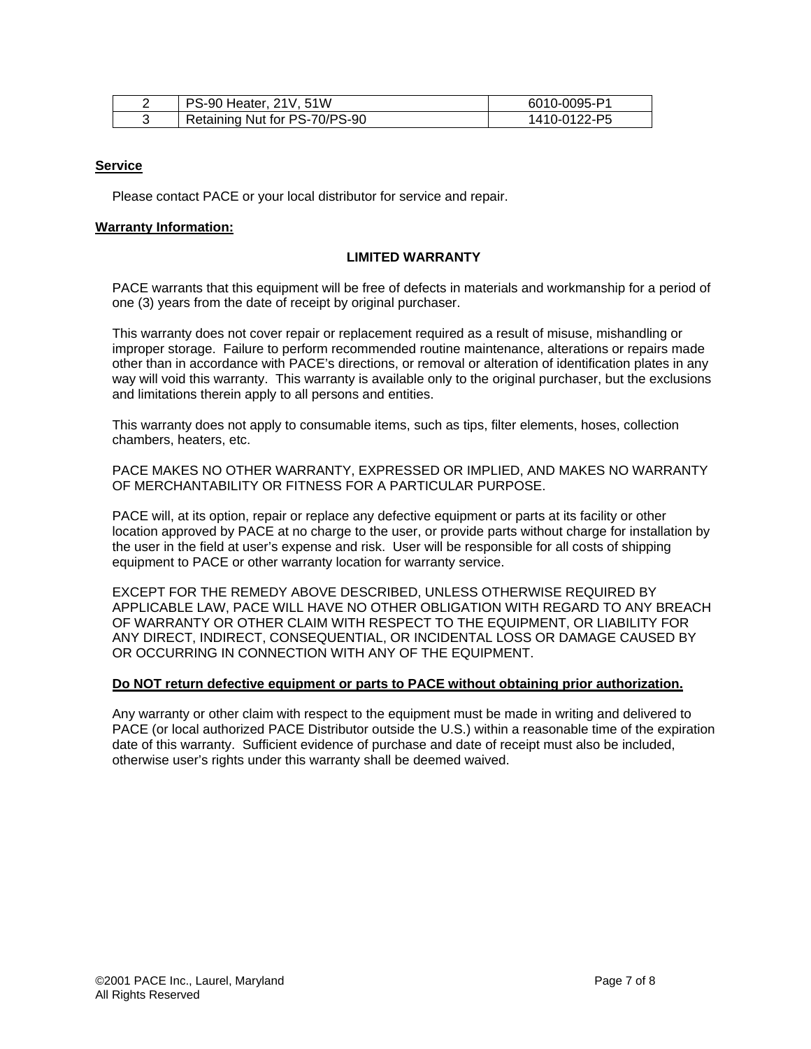| 2 | PS-90 Heater, 21V, 51W | 6010-0095-P1 |
|---|---|---|
| 3 | Retaining Nut for PS-70/PS-90 | 1410-0122-P5 |

## Service

Please contact PACE or your local distributor for service and repair.

## Warranty Information:

### LIMITED WARRANTY

PACE warrants that this equipment will be free of defects in materials and workmanship for a period of one (3) years from the date of receipt by original purchaser.

This warranty does not cover repair or replacement required as a result of misuse, mishandling or improper storage. Failure to perform recommended routine maintenance, alterations or repairs made other than in accordance with PACE's directions, or removal or alteration of identification plates in any way will void this warranty. This warranty is available only to the original purchaser, but the exclusions and limitations therein apply to all persons and entities.

This warranty does not apply to consumable items, such as tips, filter elements, hoses, collection chambers, heaters, etc.

PACE MAKES NO OTHER WARRANTY, EXPRESSED OR IMPLIED, AND MAKES NO WARRANTY OF MERCHANTABILITY OR FITNESS FOR A PARTICULAR PURPOSE.

PACE will, at its option, repair or replace any defective equipment or parts at its facility or other location approved by PACE at no charge to the user, or provide parts without charge for installation by the user in the field at user's expense and risk. User will be responsible for all costs of shipping equipment to PACE or other warranty location for warranty service.

EXCEPT FOR THE REMEDY ABOVE DESCRIBED, UNLESS OTHERWISE REQUIRED BY APPLICABLE LAW, PACE WILL HAVE NO OTHER OBLIGATION WITH REGARD TO ANY BREACH OF WARRANTY OR OTHER CLAIM WITH RESPECT TO THE EQUIPMENT, OR LIABILITY FOR ANY DIRECT, INDIRECT, CONSEQUENTIAL, OR INCIDENTAL LOSS OR DAMAGE CAUSED BY OR OCCURRING IN CONNECTION WITH ANY OF THE EQUIPMENT.

**Do NOT return defective equipment or parts to PACE without obtaining prior authorization.**

Any warranty or other claim with respect to the equipment must be made in writing and delivered to PACE (or local authorized PACE Distributor outside the U.S.) within a reasonable time of the expiration date of this warranty. Sufficient evidence of purchase and date of receipt must also be included, otherwise user's rights under this warranty shall be deemed waived.

©2001 PACE Inc., Laurel, Maryland
All Rights Reserved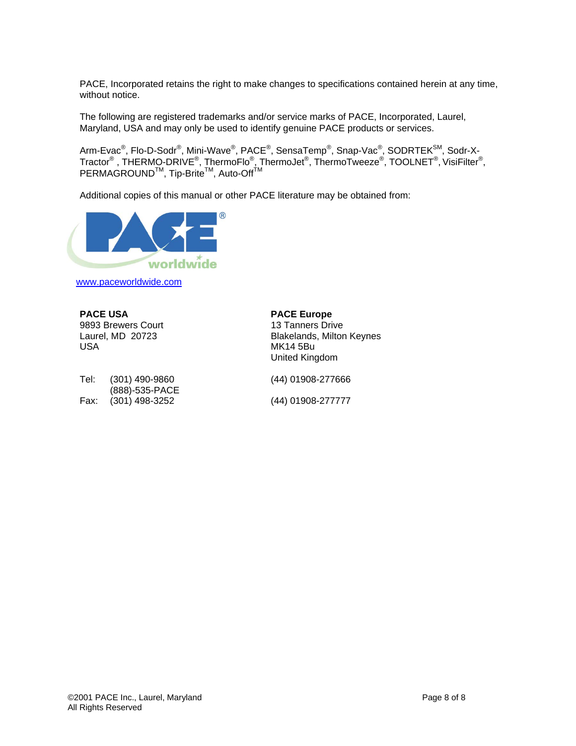PACE, Incorporated retains the right to make changes to specifications contained herein at any time, without notice.

The following are registered trademarks and/or service marks of PACE, Incorporated, Laurel, Maryland, USA and may only be used to identify genuine PACE products or services.

Arm-Evac®, Flo-D-Sodr®, Mini-Wave®, PACE®, SensaTemp®, Snap-Vac®, SODRTEK℠, Sodr-X-Tractor®, THERMO-DRIVE®, ThermoFlo®, ThermoJet®, ThermoTweeze®, TOOLNET®, VisiFilter®, PERMAGROUND™, Tip-Brite™, Auto-Off™

Additional copies of this manual or other PACE literature may be obtained from:

PACE worldwide

www.paceworldwide.com

**PACE USA**
9893 Brewers Court
Laurel, MD 20723
USA

Tel: (301) 490-9860
(888)-535-PACE
Fax: (301) 498-3252

**PACE Europe**
13 Tanners Drive
Blakelands, Milton Keynes
MK14 5Bu
United Kingdom

(44) 01908-277666

(44) 01908-277777

©2001 PACE Inc., Laurel, Maryland
All Rights Reserved